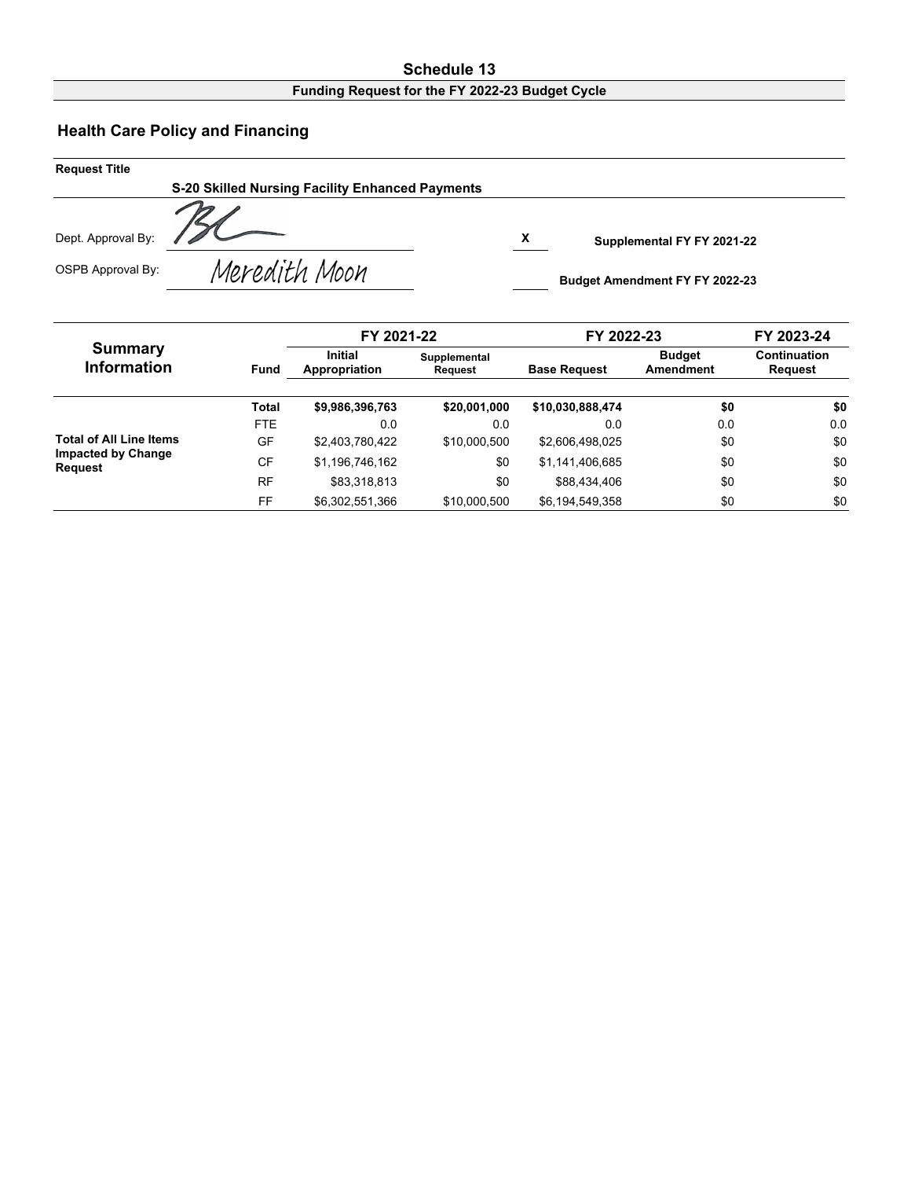# Schedule 13

**Funding Request for the FY 2022-23 Budget Cycle**

## Health Care Policy and Financing

**Request Title**

**S-20 Skilled Nursing Facility Enhanced Payments**

Dept. Approval By: BL

OSPB Approval By: Meredith Moon

X **Supplemental FY FY 2021-22**

**Budget Amendment FY FY 2022-23**

| Summary Information | Fund | FY 2021-22 | | FY 2022-23 | | FY 2023-24 |
|---|---|---|---|---|---|---|
| | | Initial Appropriation | Supplemental Request | Base Request | Budget Amendment | Continuation Request |
| Total of All Line Items Impacted by Change Request | **Total** | **$9,986,396,763** | **$20,001,000** | **$10,030,888,474** | **$0** | **$0** |
| | FTE | 0.0 | 0.0 | 0.0 | 0.0 | 0.0 |
| | GF | $2,403,780,422 | $10,000,500 | $2,606,498,025 | $0 | $0 |
| | CF | $1,196,746,162 | $0 | $1,141,406,685 | $0 | $0 |
| | RF | $83,318,813 | $0 | $88,434,406 | $0 | $0 |
| | FF | $6,302,551,366 | $10,000,500 | $6,194,549,358 | $0 | $0 |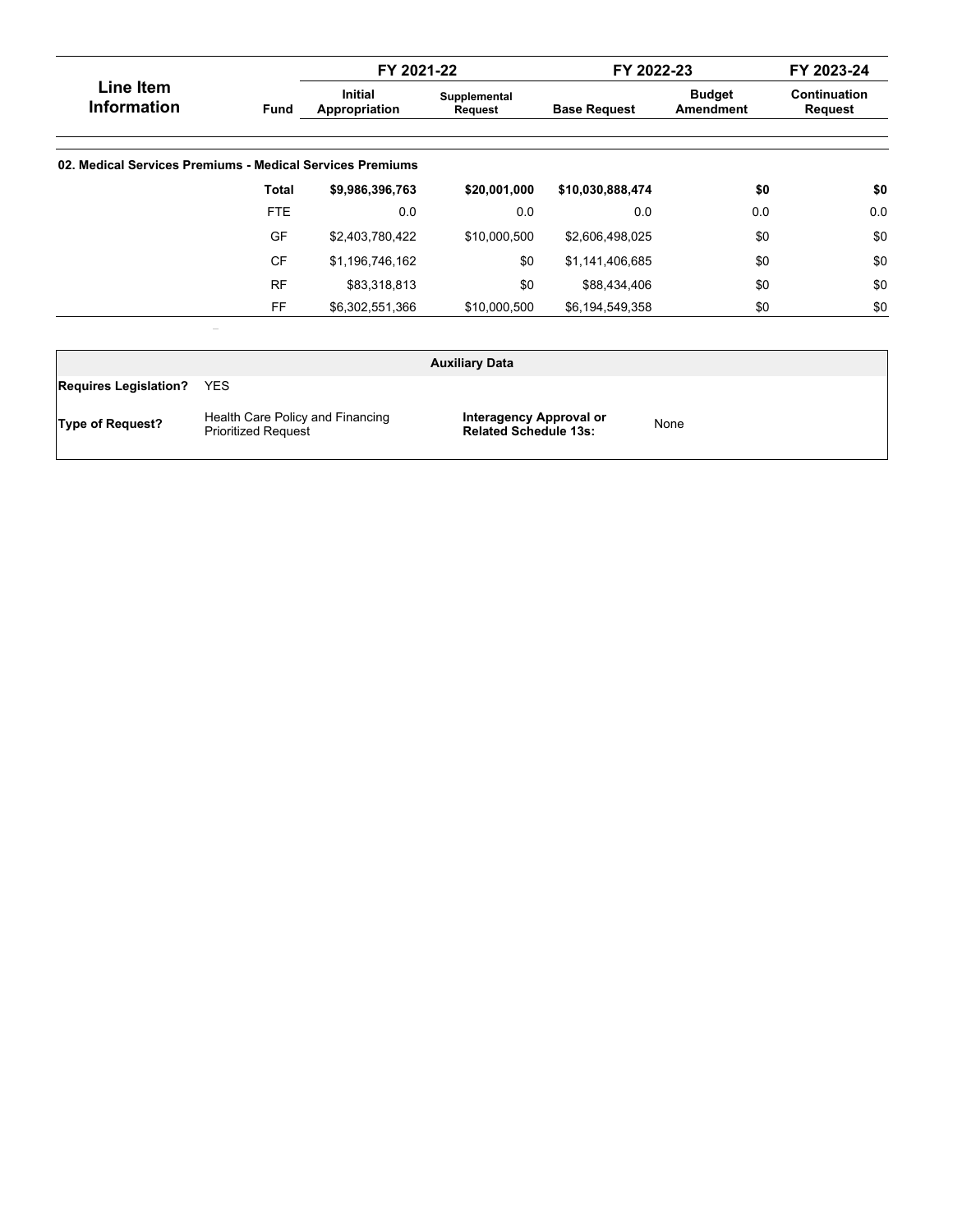| Line Item Information | Fund | FY 2021-22 | | FY 2022-23 | | FY 2023-24 |
|---|---|---|---|---|---|---|
| | | Initial Appropriation | Supplemental Request | Base Request | Budget Amendment | Continuation Request |
| **02. Medical Services Premiums - Medical Services Premiums** | | | | | | |
| | **Total** | **$9,986,396,763** | **$20,001,000** | **$10,030,888,474** | **$0** | **$0** |
| | FTE | 0.0 | 0.0 | 0.0 | 0.0 | 0.0 |
| | GF | $2,403,780,422 | $10,000,500 | $2,606,498,025 | $0 | $0 |
| | CF | $1,196,746,162 | $0 | $1,141,406,685 | $0 | $0 |
| | RF | $83,318,813 | $0 | $88,434,406 | $0 | $0 |
| | FF | $6,302,551,366 | $10,000,500 | $6,194,549,358 | $0 | $0 |

| Auxiliary Data | | | |
|---|---|---|---|
| **Requires Legislation?** | YES | | |
| **Type of Request?** | Health Care Policy and Financing Prioritized Request | **Interagency Approval or Related Schedule 13s:** | None |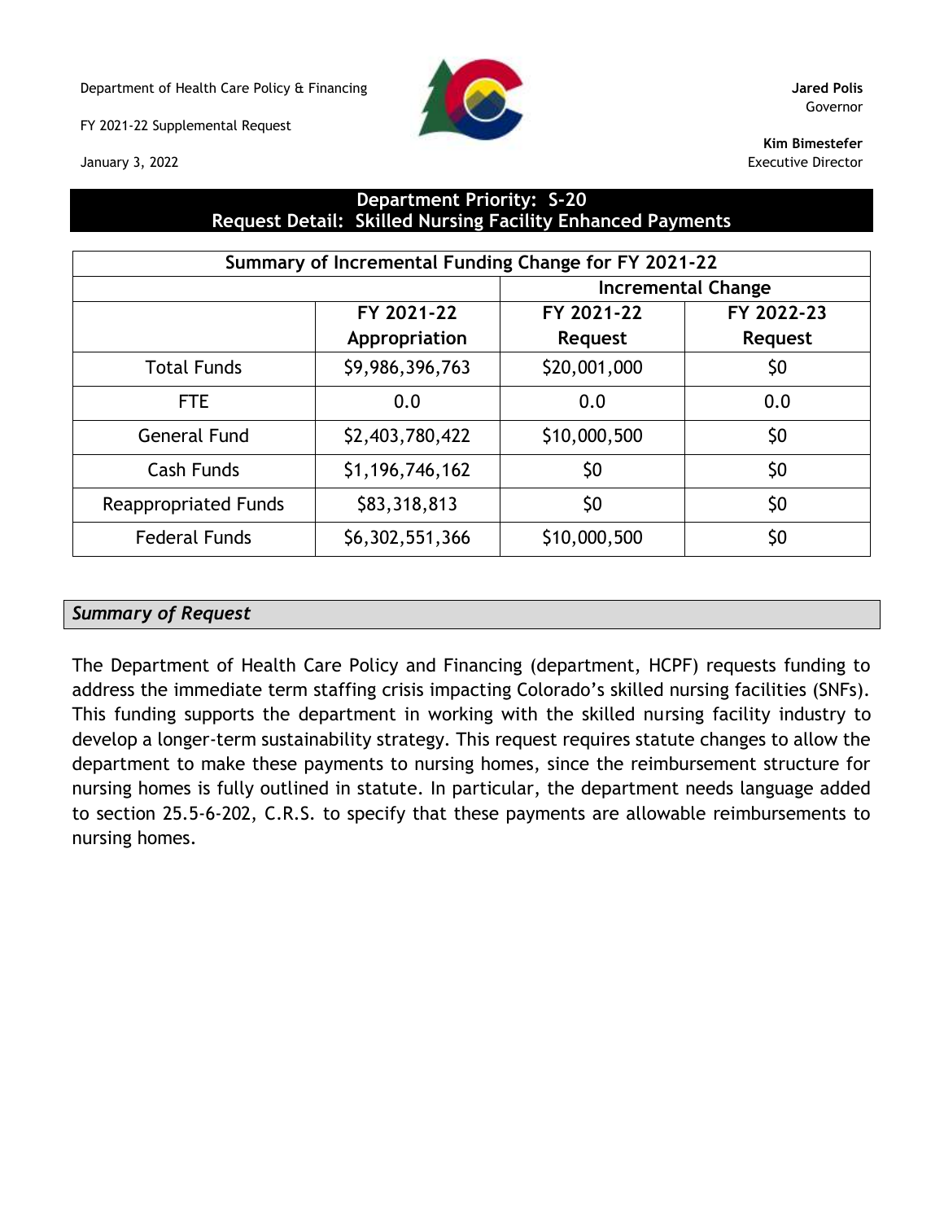Department of Health Care Policy & Financing

FY 2021-22 Supplemental Request

January 3, 2022

**Jared Polis**
Governor

**Kim Bimestefer**
Executive Director

## Department Priority: S-20
## Request Detail: Skilled Nursing Facility Enhanced Payments

| Summary of Incremental Funding Change for FY 2021-22 | | | |
|---|---|---|---|
| | | Incremental Change | |
| | FY 2021-22 Appropriation | FY 2021-22 Request | FY 2022-23 Request |
| Total Funds | $9,986,396,763 | $20,001,000 | $0 |
| FTE | 0.0 | 0.0 | 0.0 |
| General Fund | $2,403,780,422 | $10,000,500 | $0 |
| Cash Funds | $1,196,746,162 | $0 | $0 |
| Reappropriated Funds | $83,318,813 | $0 | $0 |
| Federal Funds | $6,302,551,366 | $10,000,500 | $0 |

### *Summary of Request*

The Department of Health Care Policy and Financing (department, HCPF) requests funding to address the immediate term staffing crisis impacting Colorado's skilled nursing facilities (SNFs). This funding supports the department in working with the skilled nursing facility industry to develop a longer-term sustainability strategy. This request requires statute changes to allow the department to make these payments to nursing homes, since the reimbursement structure for nursing homes is fully outlined in statute. In particular, the department needs language added to section 25.5-6-202, C.R.S. to specify that these payments are allowable reimbursements to nursing homes.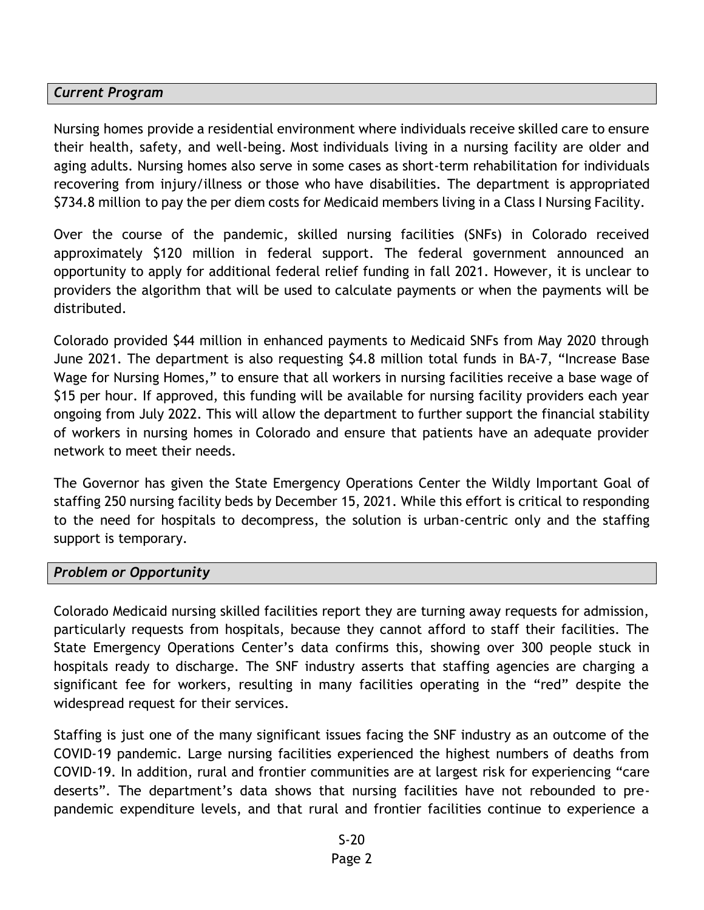### *Current Program*

Nursing homes provide a residential environment where individuals receive skilled care to ensure their health, safety, and well-being. Most individuals living in a nursing facility are older and aging adults. Nursing homes also serve in some cases as short-term rehabilitation for individuals recovering from injury/illness or those who have disabilities. The department is appropriated $734.8 million to pay the per diem costs for Medicaid members living in a Class I Nursing Facility.

Over the course of the pandemic, skilled nursing facilities (SNFs) in Colorado received approximately $120 million in federal support. The federal government announced an opportunity to apply for additional federal relief funding in fall 2021. However, it is unclear to providers the algorithm that will be used to calculate payments or when the payments will be distributed.

Colorado provided $44 million in enhanced payments to Medicaid SNFs from May 2020 through June 2021. The department is also requesting $4.8 million total funds in BA-7, "Increase Base Wage for Nursing Homes," to ensure that all workers in nursing facilities receive a base wage of $15 per hour. If approved, this funding will be available for nursing facility providers each year ongoing from July 2022. This will allow the department to further support the financial stability of workers in nursing homes in Colorado and ensure that patients have an adequate provider network to meet their needs.

The Governor has given the State Emergency Operations Center the Wildly Important Goal of staffing 250 nursing facility beds by December 15, 2021. While this effort is critical to responding to the need for hospitals to decompress, the solution is urban-centric only and the staffing support is temporary.

### *Problem or Opportunity*

Colorado Medicaid nursing skilled facilities report they are turning away requests for admission, particularly requests from hospitals, because they cannot afford to staff their facilities. The State Emergency Operations Center's data confirms this, showing over 300 people stuck in hospitals ready to discharge. The SNF industry asserts that staffing agencies are charging a significant fee for workers, resulting in many facilities operating in the "red" despite the widespread request for their services.

Staffing is just one of the many significant issues facing the SNF industry as an outcome of the COVID-19 pandemic. Large nursing facilities experienced the highest numbers of deaths from COVID-19. In addition, rural and frontier communities are at largest risk for experiencing "care deserts". The department's data shows that nursing facilities have not rebounded to pre-pandemic expenditure levels, and that rural and frontier facilities continue to experience a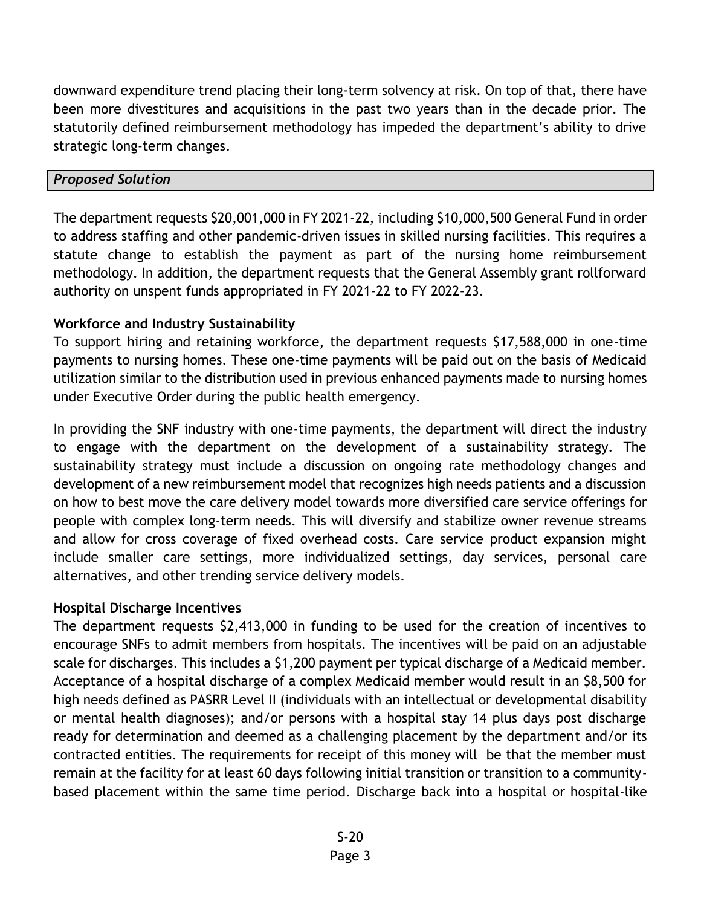downward expenditure trend placing their long-term solvency at risk. On top of that, there have been more divestitures and acquisitions in the past two years than in the decade prior. The statutorily defined reimbursement methodology has impeded the department's ability to drive strategic long-term changes.

## *Proposed Solution*

The department requests $20,001,000 in FY 2021-22, including $10,000,500 General Fund in order to address staffing and other pandemic-driven issues in skilled nursing facilities. This requires a statute change to establish the payment as part of the nursing home reimbursement methodology. In addition, the department requests that the General Assembly grant rollforward authority on unspent funds appropriated in FY 2021-22 to FY 2022-23.

### Workforce and Industry Sustainability

To support hiring and retaining workforce, the department requests $17,588,000 in one-time payments to nursing homes. These one-time payments will be paid out on the basis of Medicaid utilization similar to the distribution used in previous enhanced payments made to nursing homes under Executive Order during the public health emergency.

In providing the SNF industry with one-time payments, the department will direct the industry to engage with the department on the development of a sustainability strategy. The sustainability strategy must include a discussion on ongoing rate methodology changes and development of a new reimbursement model that recognizes high needs patients and a discussion on how to best move the care delivery model towards more diversified care service offerings for people with complex long-term needs. This will diversify and stabilize owner revenue streams and allow for cross coverage of fixed overhead costs. Care service product expansion might include smaller care settings, more individualized settings, day services, personal care alternatives, and other trending service delivery models.

### Hospital Discharge Incentives

The department requests $2,413,000 in funding to be used for the creation of incentives to encourage SNFs to admit members from hospitals. The incentives will be paid on an adjustable scale for discharges. This includes a $1,200 payment per typical discharge of a Medicaid member. Acceptance of a hospital discharge of a complex Medicaid member would result in an $8,500 for high needs defined as PASRR Level II (individuals with an intellectual or developmental disability or mental health diagnoses); and/or persons with a hospital stay 14 plus days post discharge ready for determination and deemed as a challenging placement by the department and/or its contracted entities. The requirements for receipt of this money will be that the member must remain at the facility for at least 60 days following initial transition or transition to a community-based placement within the same time period. Discharge back into a hospital or hospital-like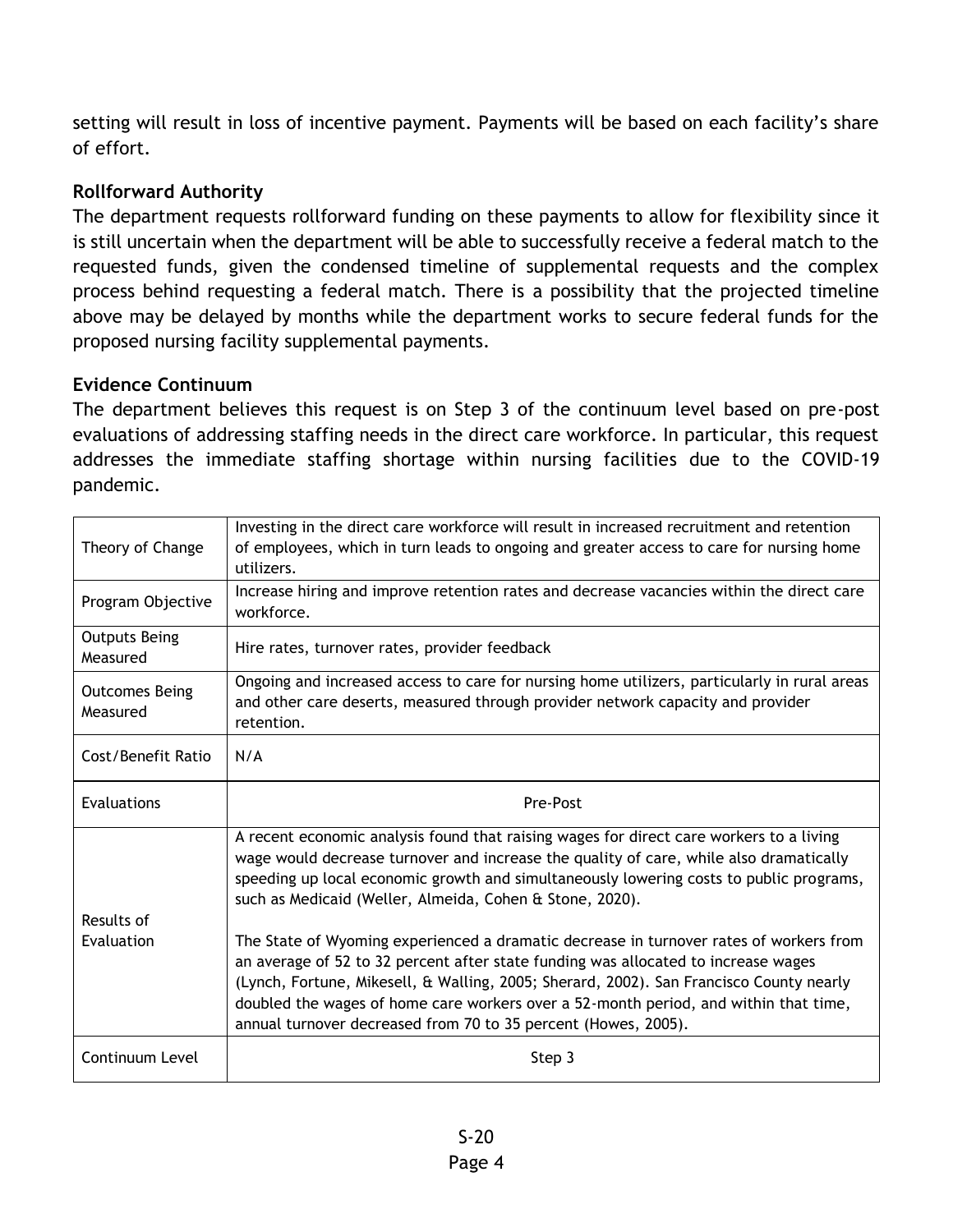setting will result in loss of incentive payment. Payments will be based on each facility's share of effort.

**Rollforward Authority**

The department requests rollforward funding on these payments to allow for flexibility since it is still uncertain when the department will be able to successfully receive a federal match to the requested funds, given the condensed timeline of supplemental requests and the complex process behind requesting a federal match. There is a possibility that the projected timeline above may be delayed by months while the department works to secure federal funds for the proposed nursing facility supplemental payments.

**Evidence Continuum**

The department believes this request is on Step 3 of the continuum level based on pre-post evaluations of addressing staffing needs in the direct care workforce. In particular, this request addresses the immediate staffing shortage within nursing facilities due to the COVID-19 pandemic.

| | |
|---|---|
| Theory of Change | Investing in the direct care workforce will result in increased recruitment and retention of employees, which in turn leads to ongoing and greater access to care for nursing home utilizers. |
| Program Objective | Increase hiring and improve retention rates and decrease vacancies within the direct care workforce. |
| Outputs Being Measured | Hire rates, turnover rates, provider feedback |
| Outcomes Being Measured | Ongoing and increased access to care for nursing home utilizers, particularly in rural areas and other care deserts, measured through provider network capacity and provider retention. |
| Cost/Benefit Ratio | N/A |
| Evaluations | Pre-Post |
| Results of Evaluation | A recent economic analysis found that raising wages for direct care workers to a living wage would decrease turnover and increase the quality of care, while also dramatically speeding up local economic growth and simultaneously lowering costs to public programs, such as Medicaid (Weller, Almeida, Cohen & Stone, 2020).<br><br>The State of Wyoming experienced a dramatic decrease in turnover rates of workers from an average of 52 to 32 percent after state funding was allocated to increase wages (Lynch, Fortune, Mikesell, & Walling, 2005; Sherard, 2002). San Francisco County nearly doubled the wages of home care workers over a 52-month period, and within that time, annual turnover decreased from 70 to 35 percent (Howes, 2005). |
| Continuum Level | Step 3 |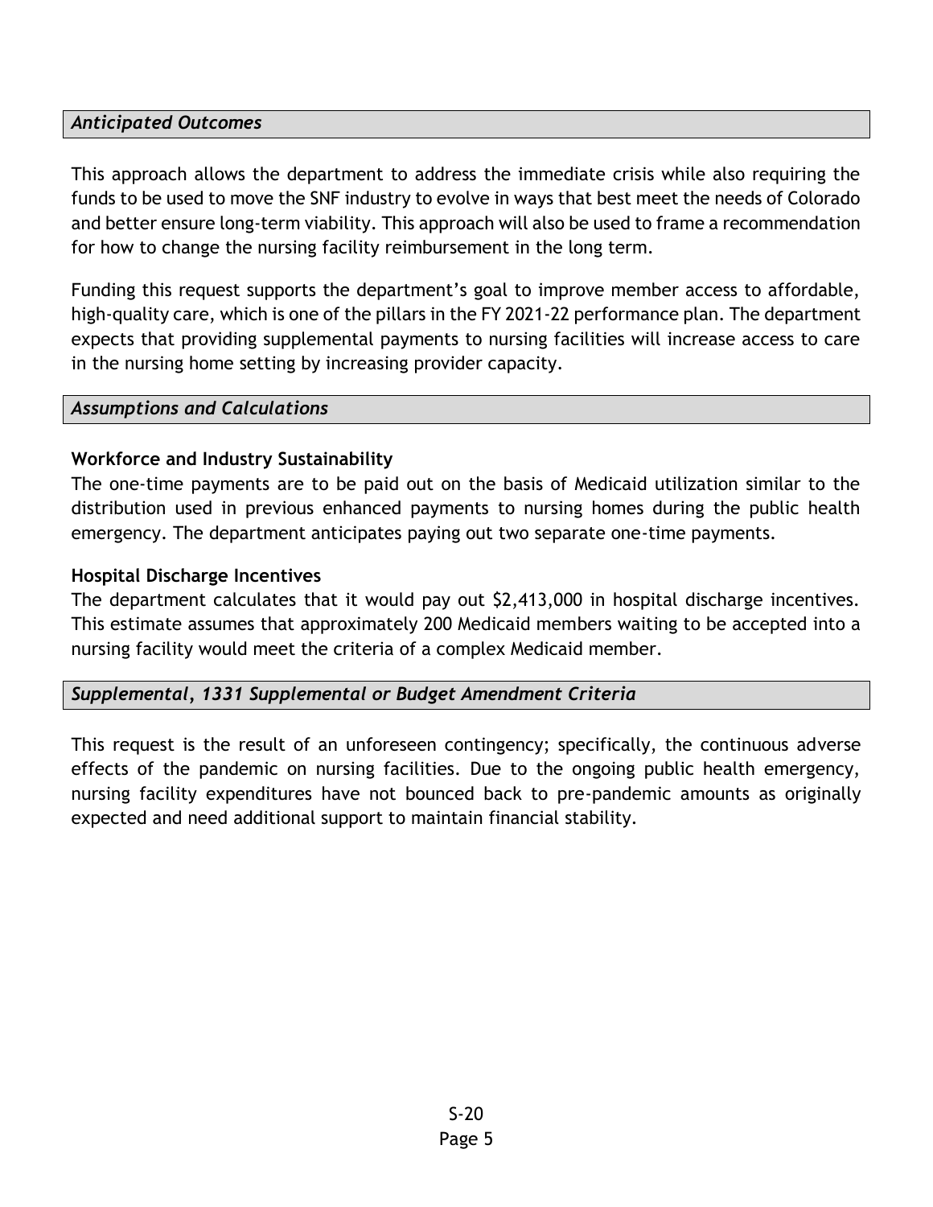### *Anticipated Outcomes*

This approach allows the department to address the immediate crisis while also requiring the funds to be used to move the SNF industry to evolve in ways that best meet the needs of Colorado and better ensure long-term viability. This approach will also be used to frame a recommendation for how to change the nursing facility reimbursement in the long term.

Funding this request supports the department's goal to improve member access to affordable, high-quality care, which is one of the pillars in the FY 2021-22 performance plan. The department expects that providing supplemental payments to nursing facilities will increase access to care in the nursing home setting by increasing provider capacity.

### *Assumptions and Calculations*

**Workforce and Industry Sustainability**

The one-time payments are to be paid out on the basis of Medicaid utilization similar to the distribution used in previous enhanced payments to nursing homes during the public health emergency. The department anticipates paying out two separate one-time payments.

**Hospital Discharge Incentives**

The department calculates that it would pay out $2,413,000 in hospital discharge incentives. This estimate assumes that approximately 200 Medicaid members waiting to be accepted into a nursing facility would meet the criteria of a complex Medicaid member.

### *Supplemental, 1331 Supplemental or Budget Amendment Criteria*

This request is the result of an unforeseen contingency; specifically, the continuous adverse effects of the pandemic on nursing facilities. Due to the ongoing public health emergency, nursing facility expenditures have not bounced back to pre-pandemic amounts as originally expected and need additional support to maintain financial stability.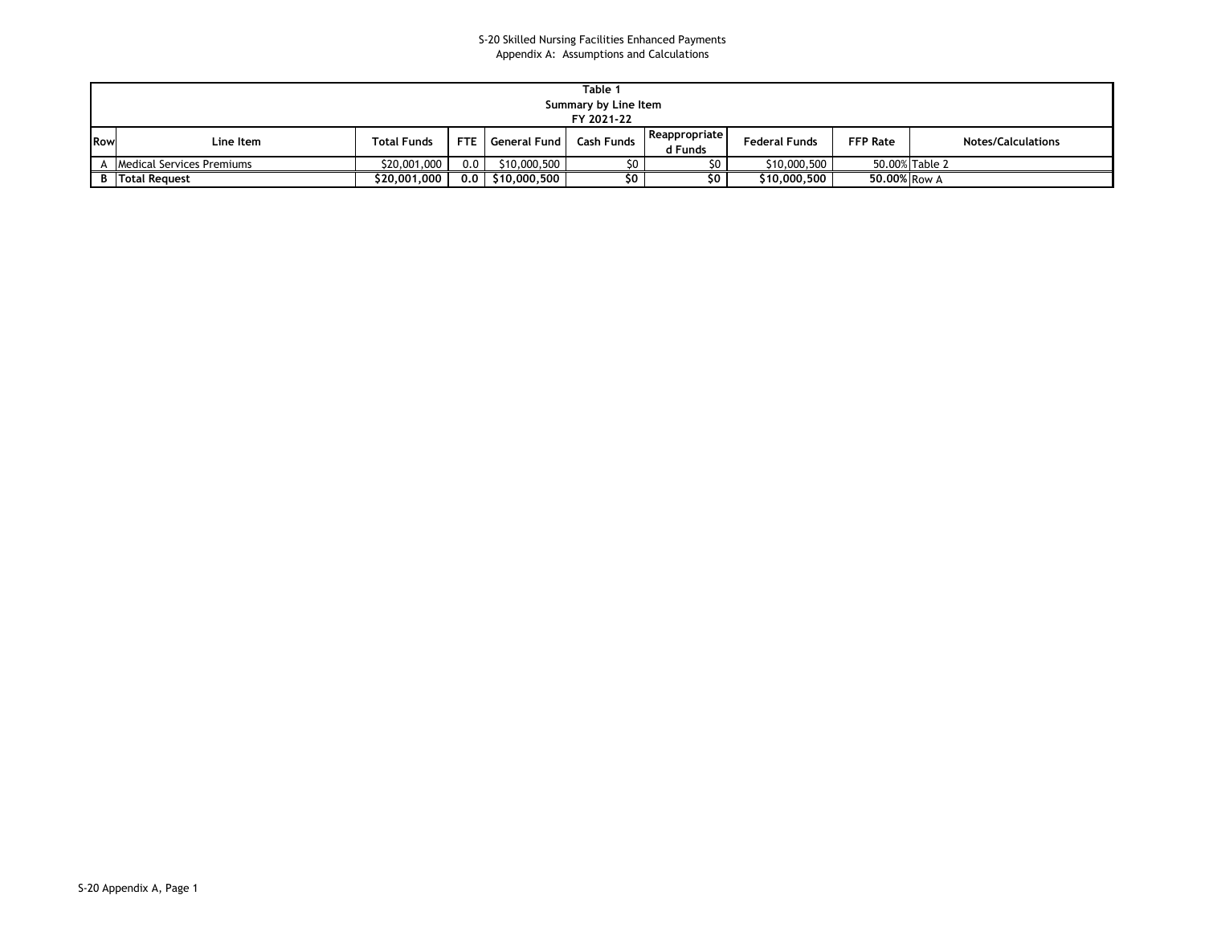S-20 Skilled Nursing Facilities Enhanced Payments
Appendix A: Assumptions and Calculations

| Table 1 | | | | | | | | | |
|---|---|---|---|---|---|---|---|---|---|
| Summary by Line Item | | | | | | | | | |
| FY 2021-22 | | | | | | | | | |
| **Row** | **Line Item** | **Total Funds** | **FTE** | **General Fund** | **Cash Funds** | **Reappropriated Funds** | **Federal Funds** | **FFP Rate** | **Notes/Calculations** |
| A | Medical Services Premiums | $20,001,000 | 0.0 | $10,000,500 | $0 | $0 | $10,000,500 | 50.00% | Table 2 |
| **B** | **Total Request** | **$20,001,000** | **0.0** | **$10,000,500** | **$0** | **$0** | **$10,000,500** | **50.00%** | Row A |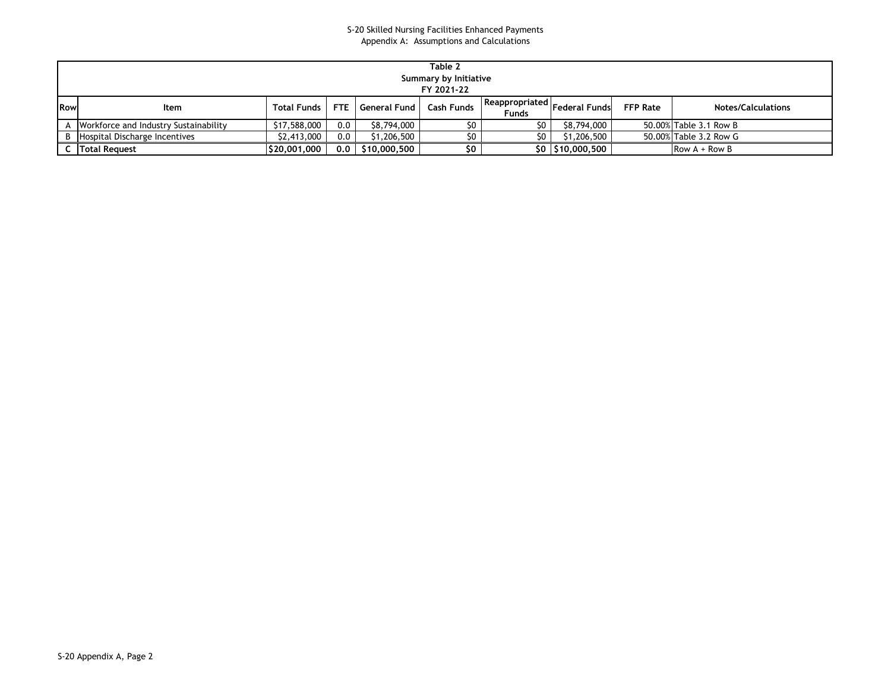S-20 Skilled Nursing Facilities Enhanced Payments
Appendix A: Assumptions and Calculations

| Table 2<br>Summary by Initiative<br>FY 2021-22 | | | | | | | | | |
|---|---|---|---|---|---|---|---|---|---|
| **Row** | **Item** | **Total Funds** | **FTE** | **General Fund** | **Cash Funds** | **Reappropriated Funds** | **Federal Funds** | **FFP Rate** | **Notes/Calculations** |
| A | Workforce and Industry Sustainability | $17,588,000 | 0.0 | $8,794,000 | $0 | $0 | $8,794,000 | 50.00% | Table 3.1 Row B |
| B | Hospital Discharge Incentives | $2,413,000 | 0.0 | $1,206,500 | $0 | $0 | $1,206,500 | 50.00% | Table 3.2 Row G |
| **C** | **Total Request** | **$20,001,000** | **0.0** | **$10,000,500** | **$0** | **$0** | **$10,000,500** | | Row A + Row B |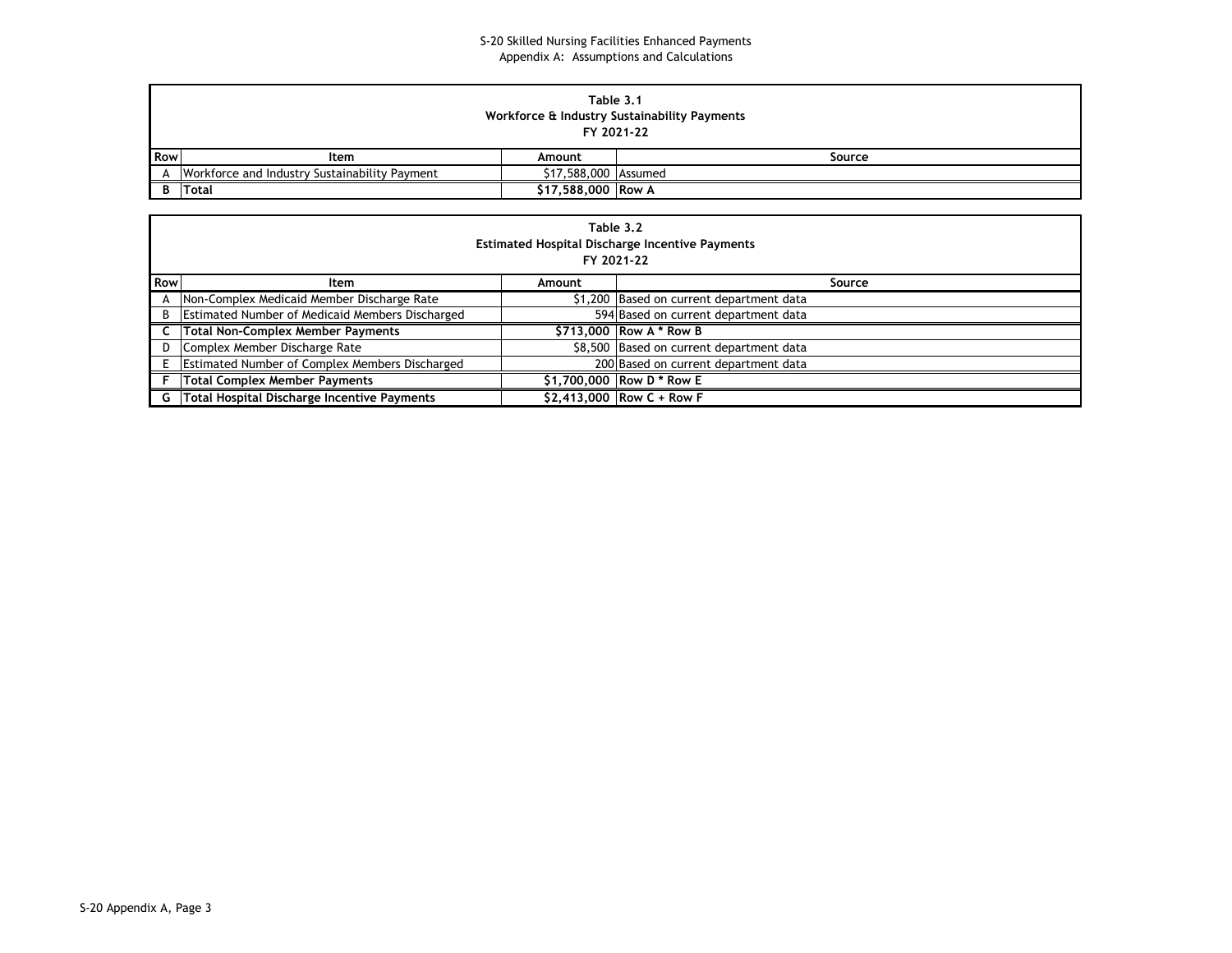| Table 3.1<br>Workforce & Industry Sustainability Payments<br>FY 2021-22 | | | |
|---|---|---|---|
| **Row** | **Item** | **Amount** | **Source** |
| A | Workforce and Industry Sustainability Payment | $17,588,000 | Assumed |
| **B** | **Total** | **$17,588,000** | **Row A** |

| Table 3.2<br>Estimated Hospital Discharge Incentive Payments<br>FY 2021-22 | | | |
|---|---|---|---|
| **Row** | **Item** | **Amount** | **Source** |
| A | Non-Complex Medicaid Member Discharge Rate | $1,200 | Based on current department data |
| B | Estimated Number of Medicaid Members Discharged | 594 | Based on current department data |
| **C** | **Total Non-Complex Member Payments** | **$713,000** | **Row A * Row B** |
| D | Complex Member Discharge Rate | $8,500 | Based on current department data |
| E | Estimated Number of Complex Members Discharged | 200 | Based on current department data |
| **F** | **Total Complex Member Payments** | **$1,700,000** | **Row D * Row E** |
| **G** | **Total Hospital Discharge Incentive Payments** | **$2,413,000** | **Row C + Row F** |